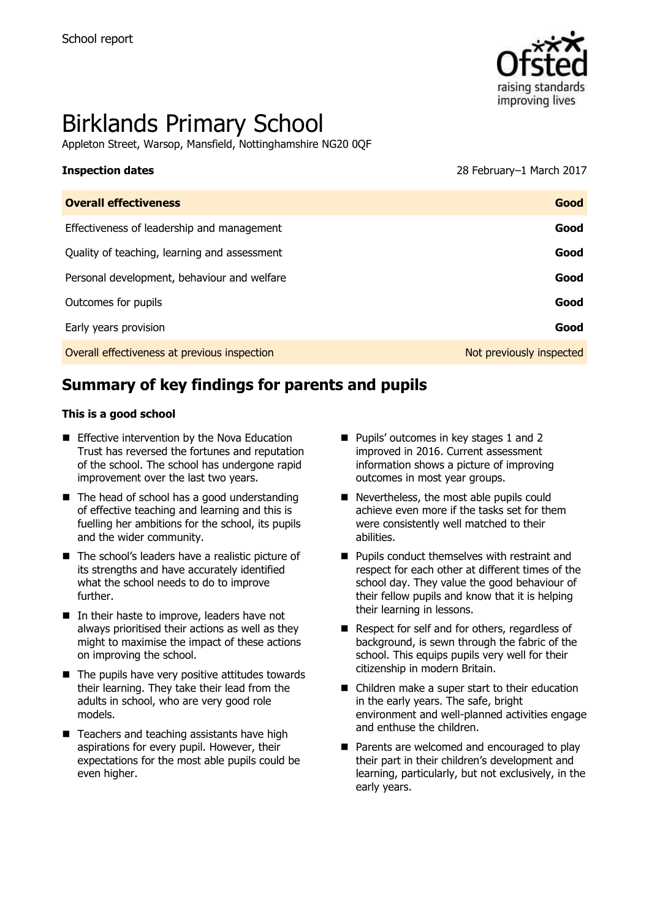School report

# Birklands Primary School

Appleton Street, Warsop, Mansfield, Nottinghamshire NG20 0QF

**Inspection dates** 28 February–1 March 2017

| **Overall effectiveness** | **Good** |
| --- | --- |
| Effectiveness of leadership and management | **Good** |
| Quality of teaching, learning and assessment | **Good** |
| Personal development, behaviour and welfare | **Good** |
| Outcomes for pupils | **Good** |
| Early years provision | **Good** |
| Overall effectiveness at previous inspection | Not previously inspected |

## Summary of key findings for parents and pupils

**This is a good school**

- Effective intervention by the Nova Education Trust has reversed the fortunes and reputation of the school. The school has undergone rapid improvement over the last two years.
- The head of school has a good understanding of effective teaching and learning and this is fuelling her ambitions for the school, its pupils and the wider community.
- The school's leaders have a realistic picture of its strengths and have accurately identified what the school needs to do to improve further.
- In their haste to improve, leaders have not always prioritised their actions as well as they might to maximise the impact of these actions on improving the school.
- The pupils have very positive attitudes towards their learning. They take their lead from the adults in school, who are very good role models.
- Teachers and teaching assistants have high aspirations for every pupil. However, their expectations for the most able pupils could be even higher.
- Pupils' outcomes in key stages 1 and 2 improved in 2016. Current assessment information shows a picture of improving outcomes in most year groups.
- Nevertheless, the most able pupils could achieve even more if the tasks set for them were consistently well matched to their abilities.
- Pupils conduct themselves with restraint and respect for each other at different times of the school day. They value the good behaviour of their fellow pupils and know that it is helping their learning in lessons.
- Respect for self and for others, regardless of background, is sewn through the fabric of the school. This equips pupils very well for their citizenship in modern Britain.
- Children make a super start to their education in the early years. The safe, bright environment and well-planned activities engage and enthuse the children.
- Parents are welcomed and encouraged to play their part in their children's development and learning, particularly, but not exclusively, in the early years.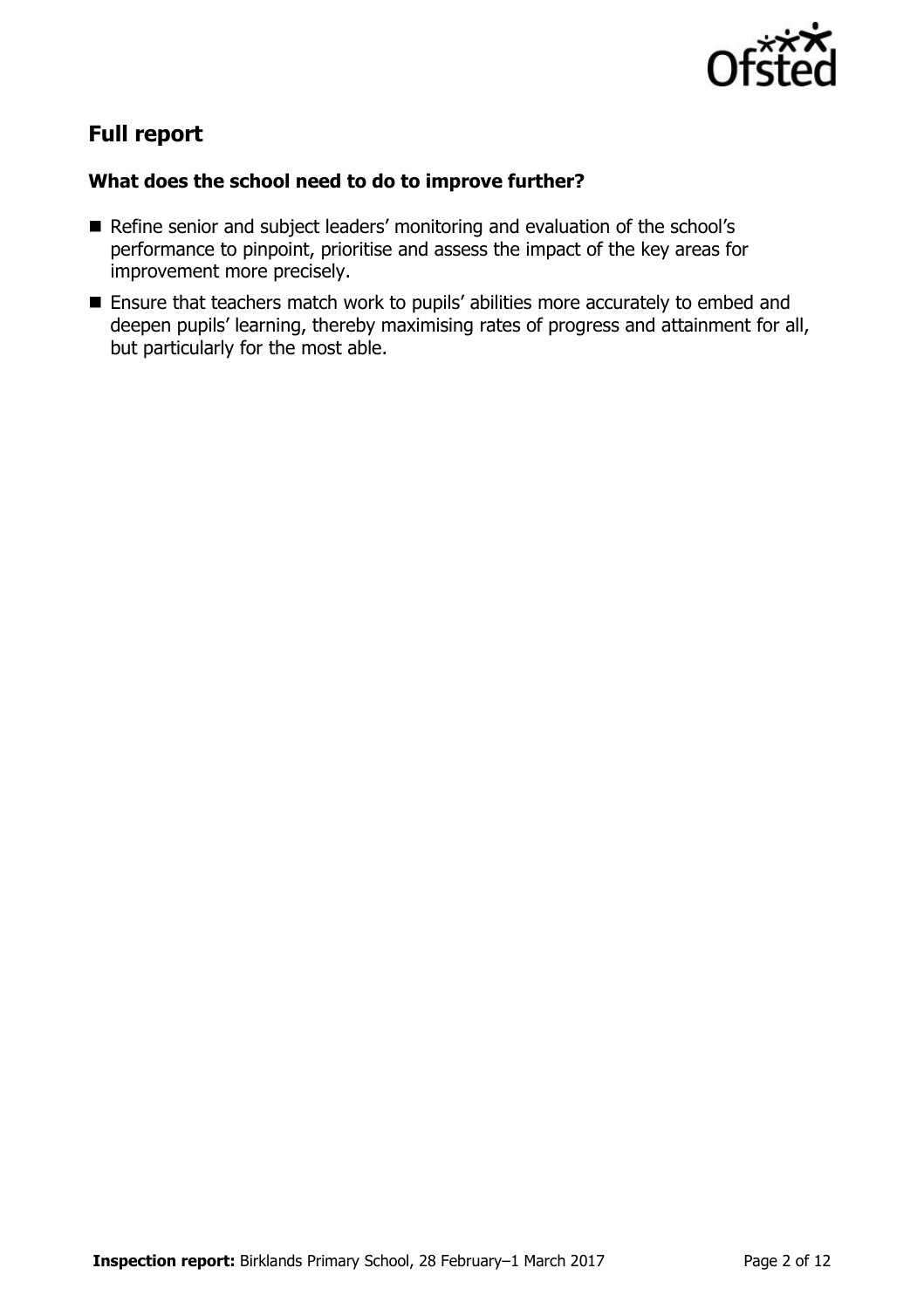## Full report

### What does the school need to do to improve further?

- Refine senior and subject leaders' monitoring and evaluation of the school's performance to pinpoint, prioritise and assess the impact of the key areas for improvement more precisely.
- Ensure that teachers match work to pupils' abilities more accurately to embed and deepen pupils' learning, thereby maximising rates of progress and attainment for all, but particularly for the most able.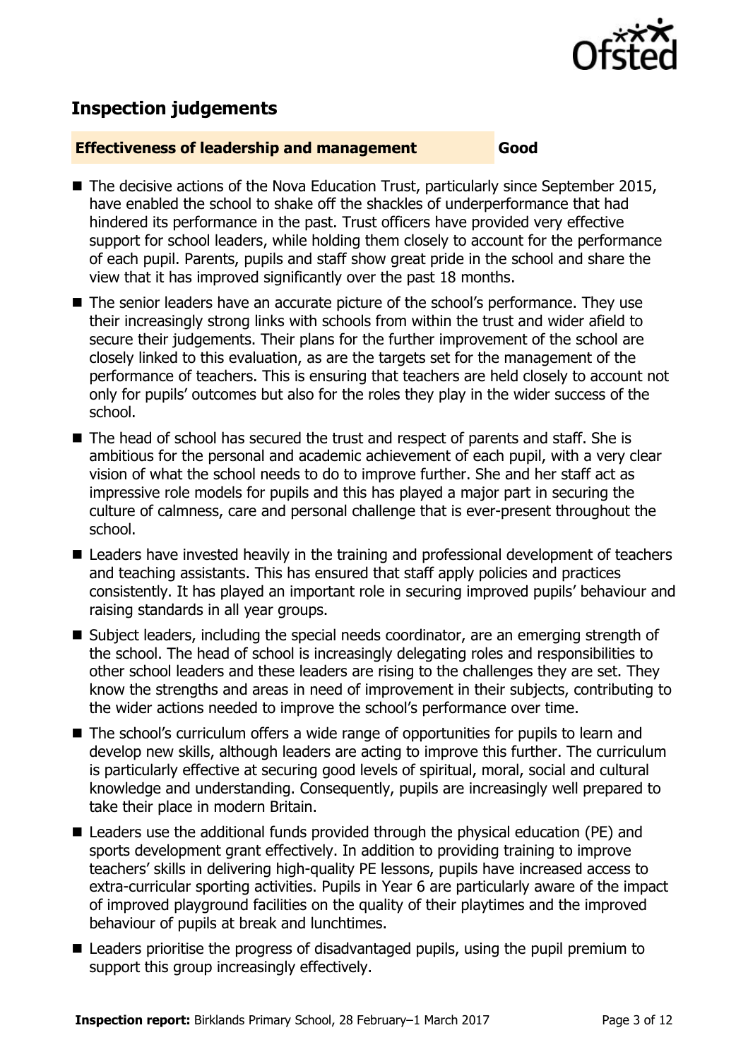## Inspection judgements

**Effectiveness of leadership and management** **Good**

- The decisive actions of the Nova Education Trust, particularly since September 2015, have enabled the school to shake off the shackles of underperformance that had hindered its performance in the past. Trust officers have provided very effective support for school leaders, while holding them closely to account for the performance of each pupil. Parents, pupils and staff show great pride in the school and share the view that it has improved significantly over the past 18 months.
- The senior leaders have an accurate picture of the school's performance. They use their increasingly strong links with schools from within the trust and wider afield to secure their judgements. Their plans for the further improvement of the school are closely linked to this evaluation, as are the targets set for the management of the performance of teachers. This is ensuring that teachers are held closely to account not only for pupils' outcomes but also for the roles they play in the wider success of the school.
- The head of school has secured the trust and respect of parents and staff. She is ambitious for the personal and academic achievement of each pupil, with a very clear vision of what the school needs to do to improve further. She and her staff act as impressive role models for pupils and this has played a major part in securing the culture of calmness, care and personal challenge that is ever-present throughout the school.
- Leaders have invested heavily in the training and professional development of teachers and teaching assistants. This has ensured that staff apply policies and practices consistently. It has played an important role in securing improved pupils' behaviour and raising standards in all year groups.
- Subject leaders, including the special needs coordinator, are an emerging strength of the school. The head of school is increasingly delegating roles and responsibilities to other school leaders and these leaders are rising to the challenges they are set. They know the strengths and areas in need of improvement in their subjects, contributing to the wider actions needed to improve the school's performance over time.
- The school's curriculum offers a wide range of opportunities for pupils to learn and develop new skills, although leaders are acting to improve this further. The curriculum is particularly effective at securing good levels of spiritual, moral, social and cultural knowledge and understanding. Consequently, pupils are increasingly well prepared to take their place in modern Britain.
- Leaders use the additional funds provided through the physical education (PE) and sports development grant effectively. In addition to providing training to improve teachers' skills in delivering high-quality PE lessons, pupils have increased access to extra-curricular sporting activities. Pupils in Year 6 are particularly aware of the impact of improved playground facilities on the quality of their playtimes and the improved behaviour of pupils at break and lunchtimes.
- Leaders prioritise the progress of disadvantaged pupils, using the pupil premium to support this group increasingly effectively.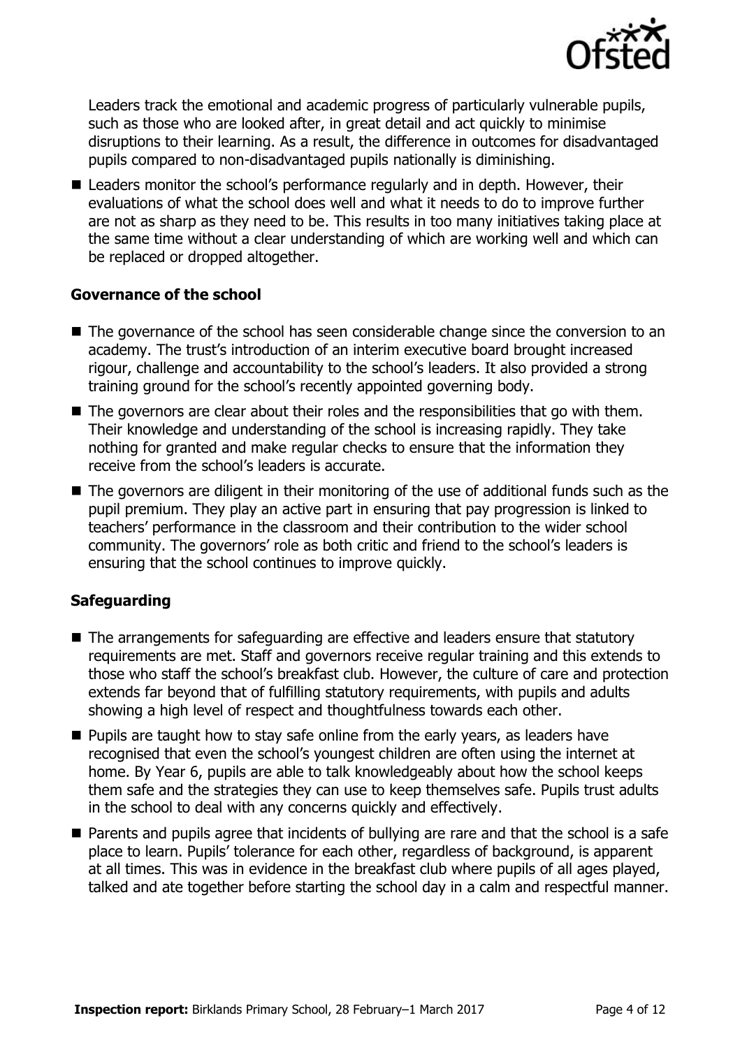Leaders track the emotional and academic progress of particularly vulnerable pupils, such as those who are looked after, in great detail and act quickly to minimise disruptions to their learning. As a result, the difference in outcomes for disadvantaged pupils compared to non-disadvantaged pupils nationally is diminishing.

- Leaders monitor the school's performance regularly and in depth. However, their evaluations of what the school does well and what it needs to do to improve further are not as sharp as they need to be. This results in too many initiatives taking place at the same time without a clear understanding of which are working well and which can be replaced or dropped altogether.

### Governance of the school

- The governance of the school has seen considerable change since the conversion to an academy. The trust's introduction of an interim executive board brought increased rigour, challenge and accountability to the school's leaders. It also provided a strong training ground for the school's recently appointed governing body.
- The governors are clear about their roles and the responsibilities that go with them. Their knowledge and understanding of the school is increasing rapidly. They take nothing for granted and make regular checks to ensure that the information they receive from the school's leaders is accurate.
- The governors are diligent in their monitoring of the use of additional funds such as the pupil premium. They play an active part in ensuring that pay progression is linked to teachers' performance in the classroom and their contribution to the wider school community. The governors' role as both critic and friend to the school's leaders is ensuring that the school continues to improve quickly.

### Safeguarding

- The arrangements for safeguarding are effective and leaders ensure that statutory requirements are met. Staff and governors receive regular training and this extends to those who staff the school's breakfast club. However, the culture of care and protection extends far beyond that of fulfilling statutory requirements, with pupils and adults showing a high level of respect and thoughtfulness towards each other.
- Pupils are taught how to stay safe online from the early years, as leaders have recognised that even the school's youngest children are often using the internet at home. By Year 6, pupils are able to talk knowledgeably about how the school keeps them safe and the strategies they can use to keep themselves safe. Pupils trust adults in the school to deal with any concerns quickly and effectively.
- Parents and pupils agree that incidents of bullying are rare and that the school is a safe place to learn. Pupils' tolerance for each other, regardless of background, is apparent at all times. This was in evidence in the breakfast club where pupils of all ages played, talked and ate together before starting the school day in a calm and respectful manner.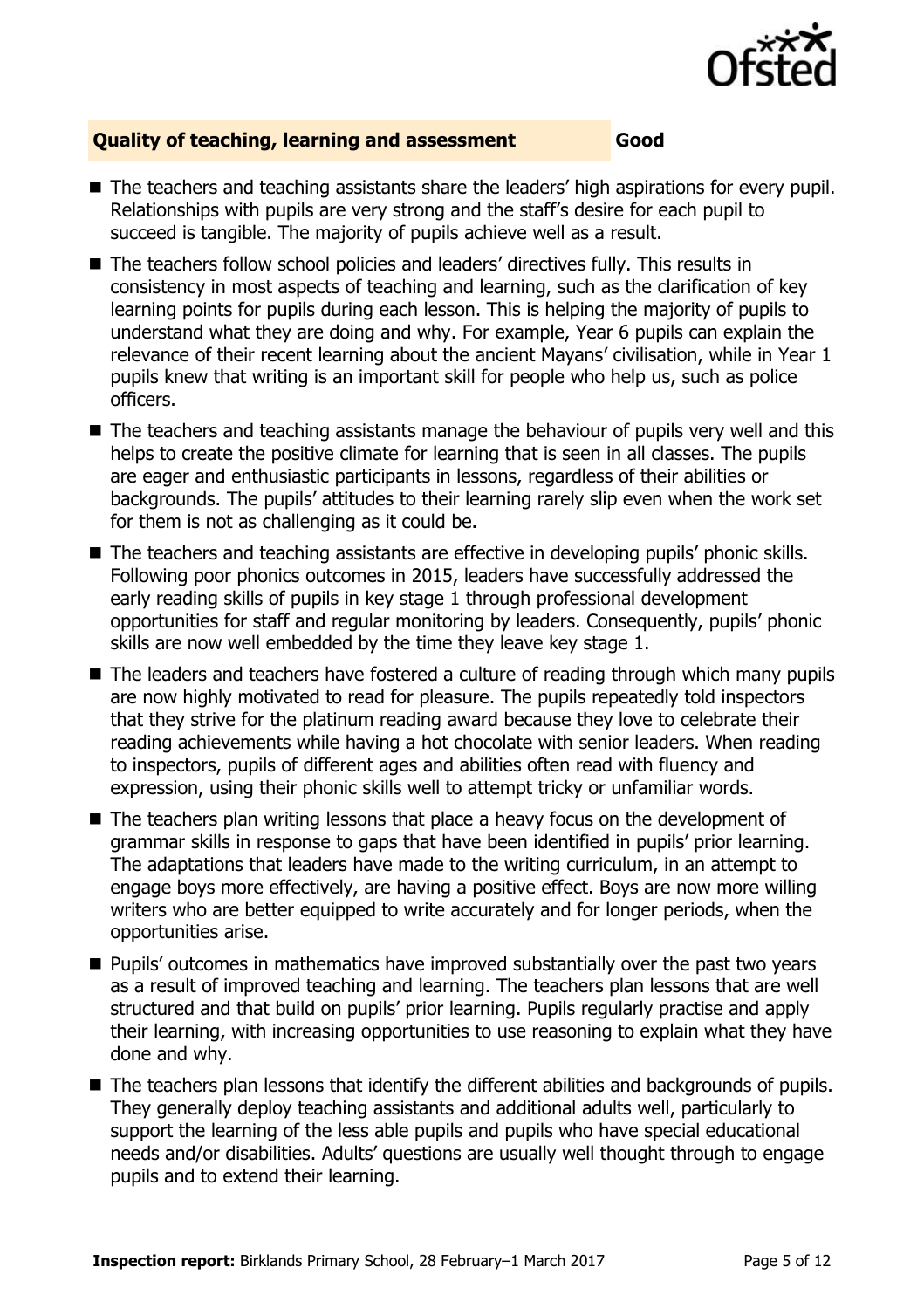## Quality of teaching, learning and assessment — Good

- The teachers and teaching assistants share the leaders' high aspirations for every pupil. Relationships with pupils are very strong and the staff's desire for each pupil to succeed is tangible. The majority of pupils achieve well as a result.
- The teachers follow school policies and leaders' directives fully. This results in consistency in most aspects of teaching and learning, such as the clarification of key learning points for pupils during each lesson. This is helping the majority of pupils to understand what they are doing and why. For example, Year 6 pupils can explain the relevance of their recent learning about the ancient Mayans' civilisation, while in Year 1 pupils knew that writing is an important skill for people who help us, such as police officers.
- The teachers and teaching assistants manage the behaviour of pupils very well and this helps to create the positive climate for learning that is seen in all classes. The pupils are eager and enthusiastic participants in lessons, regardless of their abilities or backgrounds. The pupils' attitudes to their learning rarely slip even when the work set for them is not as challenging as it could be.
- The teachers and teaching assistants are effective in developing pupils' phonic skills. Following poor phonics outcomes in 2015, leaders have successfully addressed the early reading skills of pupils in key stage 1 through professional development opportunities for staff and regular monitoring by leaders. Consequently, pupils' phonic skills are now well embedded by the time they leave key stage 1.
- The leaders and teachers have fostered a culture of reading through which many pupils are now highly motivated to read for pleasure. The pupils repeatedly told inspectors that they strive for the platinum reading award because they love to celebrate their reading achievements while having a hot chocolate with senior leaders. When reading to inspectors, pupils of different ages and abilities often read with fluency and expression, using their phonic skills well to attempt tricky or unfamiliar words.
- The teachers plan writing lessons that place a heavy focus on the development of grammar skills in response to gaps that have been identified in pupils' prior learning. The adaptations that leaders have made to the writing curriculum, in an attempt to engage boys more effectively, are having a positive effect. Boys are now more willing writers who are better equipped to write accurately and for longer periods, when the opportunities arise.
- Pupils' outcomes in mathematics have improved substantially over the past two years as a result of improved teaching and learning. The teachers plan lessons that are well structured and that build on pupils' prior learning. Pupils regularly practise and apply their learning, with increasing opportunities to use reasoning to explain what they have done and why.
- The teachers plan lessons that identify the different abilities and backgrounds of pupils. They generally deploy teaching assistants and additional adults well, particularly to support the learning of the less able pupils and pupils who have special educational needs and/or disabilities. Adults' questions are usually well thought through to engage pupils and to extend their learning.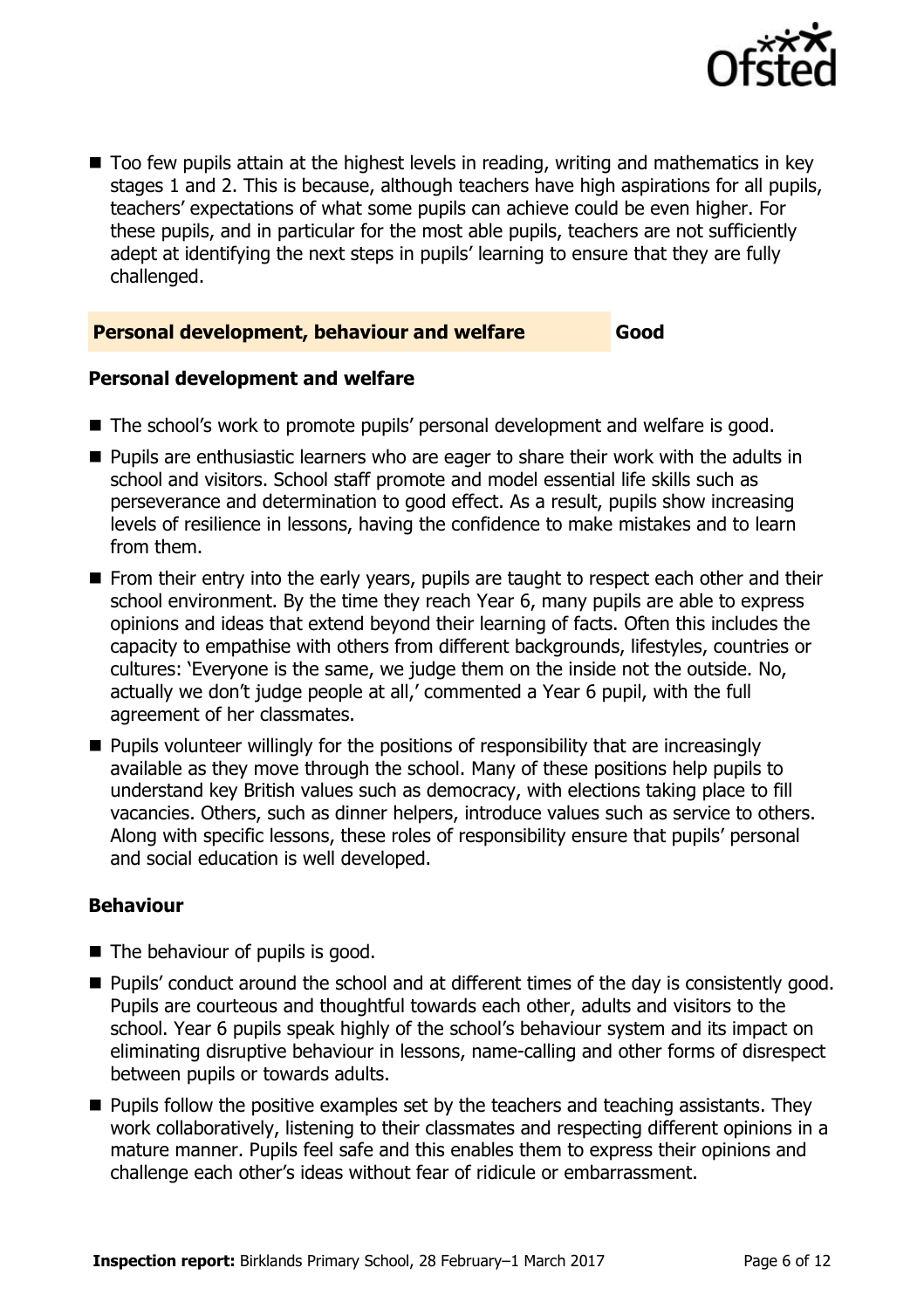- Too few pupils attain at the highest levels in reading, writing and mathematics in key stages 1 and 2. This is because, although teachers have high aspirations for all pupils, teachers' expectations of what some pupils can achieve could be even higher. For these pupils, and in particular for the most able pupils, teachers are not sufficiently adept at identifying the next steps in pupils' learning to ensure that they are fully challenged.

## Personal development, behaviour and welfare — Good

### Personal development and welfare

- The school's work to promote pupils' personal development and welfare is good.
- Pupils are enthusiastic learners who are eager to share their work with the adults in school and visitors. School staff promote and model essential life skills such as perseverance and determination to good effect. As a result, pupils show increasing levels of resilience in lessons, having the confidence to make mistakes and to learn from them.
- From their entry into the early years, pupils are taught to respect each other and their school environment. By the time they reach Year 6, many pupils are able to express opinions and ideas that extend beyond their learning of facts. Often this includes the capacity to empathise with others from different backgrounds, lifestyles, countries or cultures: 'Everyone is the same, we judge them on the inside not the outside. No, actually we don't judge people at all,' commented a Year 6 pupil, with the full agreement of her classmates.
- Pupils volunteer willingly for the positions of responsibility that are increasingly available as they move through the school. Many of these positions help pupils to understand key British values such as democracy, with elections taking place to fill vacancies. Others, such as dinner helpers, introduce values such as service to others. Along with specific lessons, these roles of responsibility ensure that pupils' personal and social education is well developed.

### Behaviour

- The behaviour of pupils is good.
- Pupils' conduct around the school and at different times of the day is consistently good. Pupils are courteous and thoughtful towards each other, adults and visitors to the school. Year 6 pupils speak highly of the school's behaviour system and its impact on eliminating disruptive behaviour in lessons, name-calling and other forms of disrespect between pupils or towards adults.
- Pupils follow the positive examples set by the teachers and teaching assistants. They work collaboratively, listening to their classmates and respecting different opinions in a mature manner. Pupils feel safe and this enables them to express their opinions and challenge each other's ideas without fear of ridicule or embarrassment.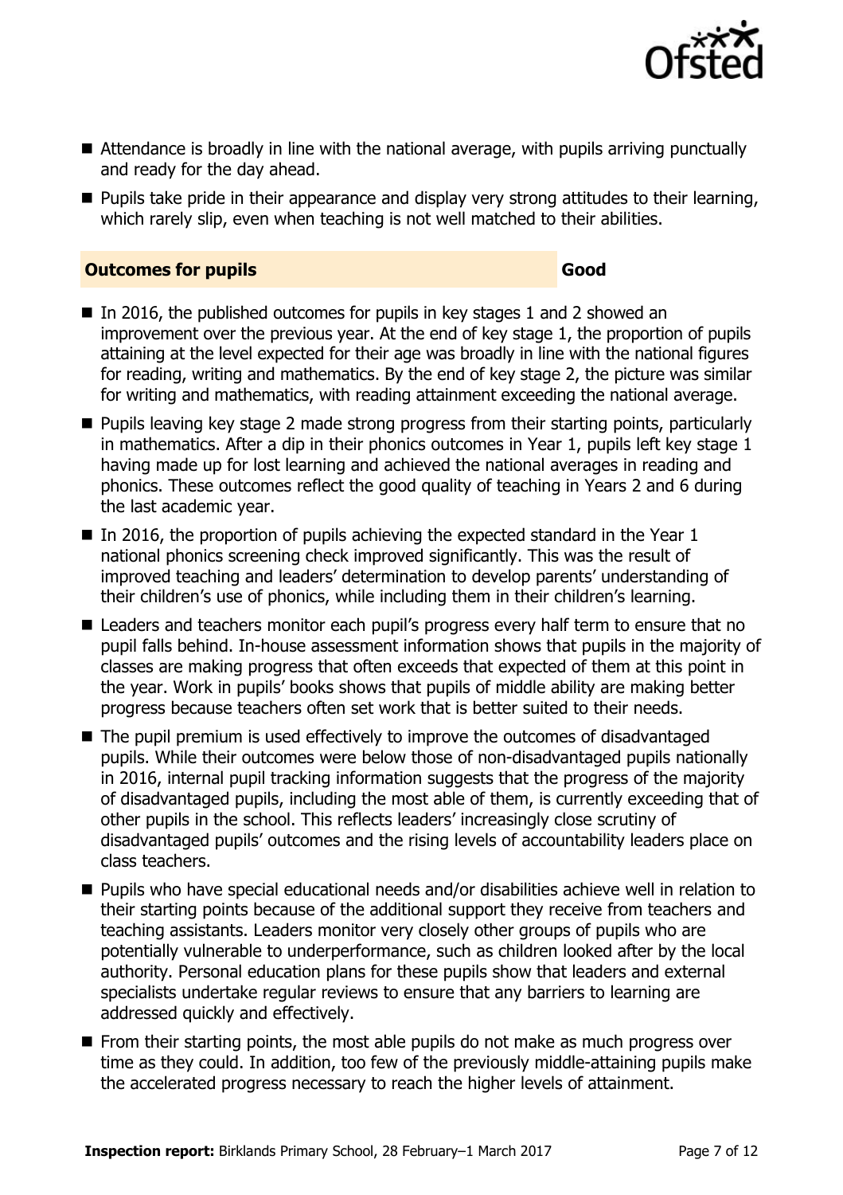- Attendance is broadly in line with the national average, with pupils arriving punctually and ready for the day ahead.
- Pupils take pride in their appearance and display very strong attitudes to their learning, which rarely slip, even when teaching is not well matched to their abilities.

## Outcomes for pupils — Good

- In 2016, the published outcomes for pupils in key stages 1 and 2 showed an improvement over the previous year. At the end of key stage 1, the proportion of pupils attaining at the level expected for their age was broadly in line with the national figures for reading, writing and mathematics. By the end of key stage 2, the picture was similar for writing and mathematics, with reading attainment exceeding the national average.
- Pupils leaving key stage 2 made strong progress from their starting points, particularly in mathematics. After a dip in their phonics outcomes in Year 1, pupils left key stage 1 having made up for lost learning and achieved the national averages in reading and phonics. These outcomes reflect the good quality of teaching in Years 2 and 6 during the last academic year.
- In 2016, the proportion of pupils achieving the expected standard in the Year 1 national phonics screening check improved significantly. This was the result of improved teaching and leaders' determination to develop parents' understanding of their children's use of phonics, while including them in their children's learning.
- Leaders and teachers monitor each pupil's progress every half term to ensure that no pupil falls behind. In-house assessment information shows that pupils in the majority of classes are making progress that often exceeds that expected of them at this point in the year. Work in pupils' books shows that pupils of middle ability are making better progress because teachers often set work that is better suited to their needs.
- The pupil premium is used effectively to improve the outcomes of disadvantaged pupils. While their outcomes were below those of non-disadvantaged pupils nationally in 2016, internal pupil tracking information suggests that the progress of the majority of disadvantaged pupils, including the most able of them, is currently exceeding that of other pupils in the school. This reflects leaders' increasingly close scrutiny of disadvantaged pupils' outcomes and the rising levels of accountability leaders place on class teachers.
- Pupils who have special educational needs and/or disabilities achieve well in relation to their starting points because of the additional support they receive from teachers and teaching assistants. Leaders monitor very closely other groups of pupils who are potentially vulnerable to underperformance, such as children looked after by the local authority. Personal education plans for these pupils show that leaders and external specialists undertake regular reviews to ensure that any barriers to learning are addressed quickly and effectively.
- From their starting points, the most able pupils do not make as much progress over time as they could. In addition, too few of the previously middle-attaining pupils make the accelerated progress necessary to reach the higher levels of attainment.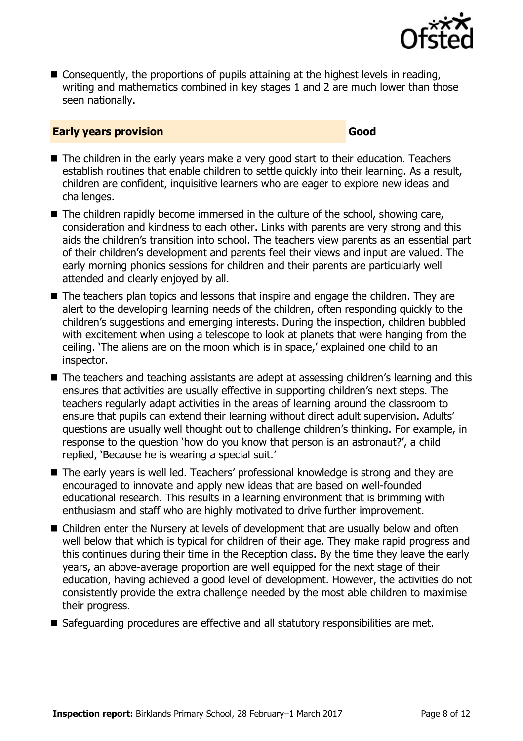- Consequently, the proportions of pupils attaining at the highest levels in reading, writing and mathematics combined in key stages 1 and 2 are much lower than those seen nationally.

### Early years provision — Good

- The children in the early years make a very good start to their education. Teachers establish routines that enable children to settle quickly into their learning. As a result, children are confident, inquisitive learners who are eager to explore new ideas and challenges.
- The children rapidly become immersed in the culture of the school, showing care, consideration and kindness to each other. Links with parents are very strong and this aids the children's transition into school. The teachers view parents as an essential part of their children's development and parents feel their views and input are valued. The early morning phonics sessions for children and their parents are particularly well attended and clearly enjoyed by all.
- The teachers plan topics and lessons that inspire and engage the children. They are alert to the developing learning needs of the children, often responding quickly to the children's suggestions and emerging interests. During the inspection, children bubbled with excitement when using a telescope to look at planets that were hanging from the ceiling. 'The aliens are on the moon which is in space,' explained one child to an inspector.
- The teachers and teaching assistants are adept at assessing children's learning and this ensures that activities are usually effective in supporting children's next steps. The teachers regularly adapt activities in the areas of learning around the classroom to ensure that pupils can extend their learning without direct adult supervision. Adults' questions are usually well thought out to challenge children's thinking. For example, in response to the question 'how do you know that person is an astronaut?', a child replied, 'Because he is wearing a special suit.'
- The early years is well led. Teachers' professional knowledge is strong and they are encouraged to innovate and apply new ideas that are based on well-founded educational research. This results in a learning environment that is brimming with enthusiasm and staff who are highly motivated to drive further improvement.
- Children enter the Nursery at levels of development that are usually below and often well below that which is typical for children of their age. They make rapid progress and this continues during their time in the Reception class. By the time they leave the early years, an above-average proportion are well equipped for the next stage of their education, having achieved a good level of development. However, the activities do not consistently provide the extra challenge needed by the most able children to maximise their progress.
- Safeguarding procedures are effective and all statutory responsibilities are met.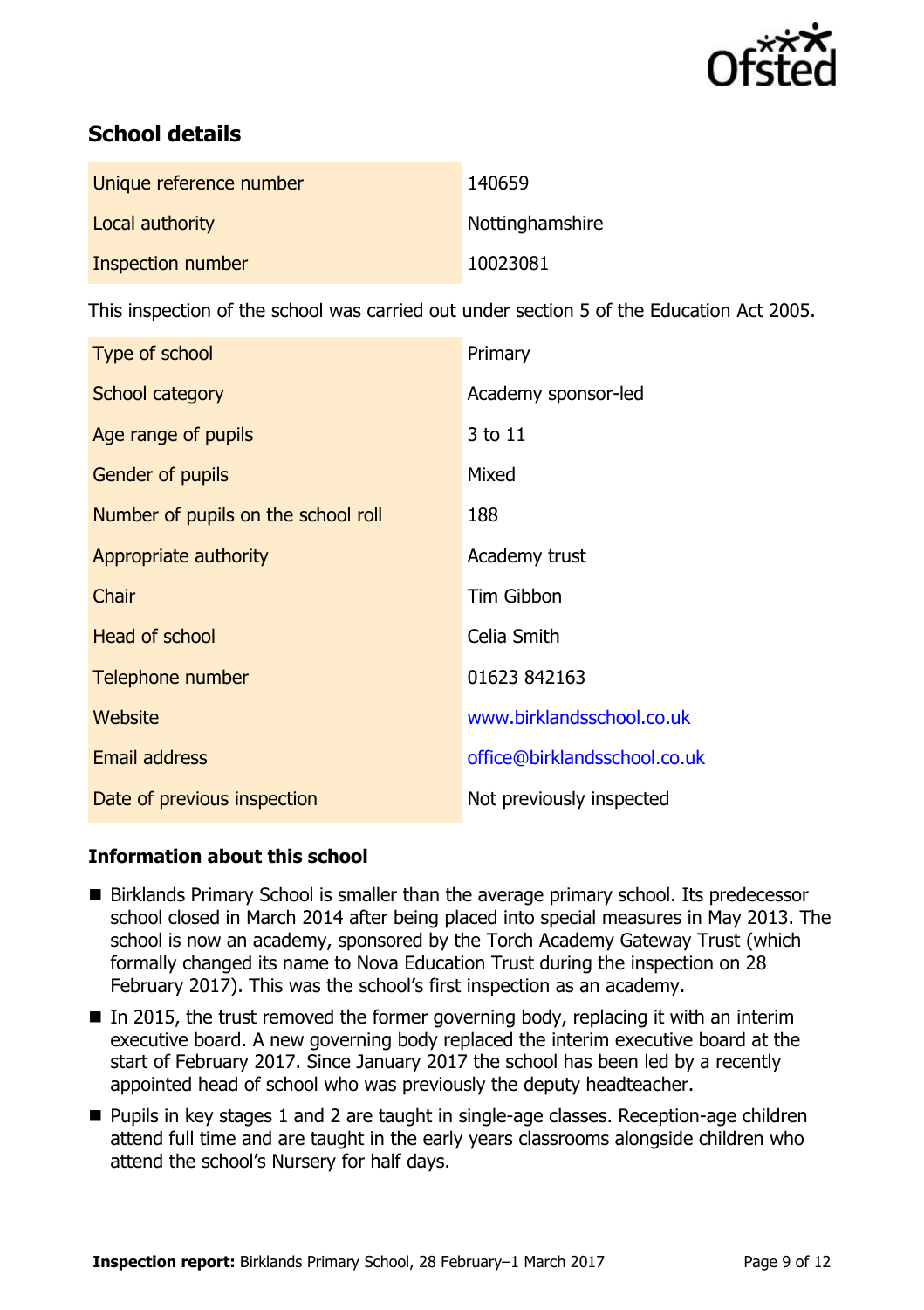## School details

| | |
|---|---|
| Unique reference number | 140659 |
| Local authority | Nottinghamshire |
| Inspection number | 10023081 |

This inspection of the school was carried out under section 5 of the Education Act 2005.

| | |
|---|---|
| Type of school | Primary |
| School category | Academy sponsor-led |
| Age range of pupils | 3 to 11 |
| Gender of pupils | Mixed |
| Number of pupils on the school roll | 188 |
| Appropriate authority | Academy trust |
| Chair | Tim Gibbon |
| Head of school | Celia Smith |
| Telephone number | 01623 842163 |
| Website | www.birklandsschool.co.uk |
| Email address | office@birklandsschool.co.uk |
| Date of previous inspection | Not previously inspected |

### Information about this school

- Birklands Primary School is smaller than the average primary school. Its predecessor school closed in March 2014 after being placed into special measures in May 2013. The school is now an academy, sponsored by the Torch Academy Gateway Trust (which formally changed its name to Nova Education Trust during the inspection on 28 February 2017). This was the school's first inspection as an academy.
- In 2015, the trust removed the former governing body, replacing it with an interim executive board. A new governing body replaced the interim executive board at the start of February 2017. Since January 2017 the school has been led by a recently appointed head of school who was previously the deputy headteacher.
- Pupils in key stages 1 and 2 are taught in single-age classes. Reception-age children attend full time and are taught in the early years classrooms alongside children who attend the school's Nursery for half days.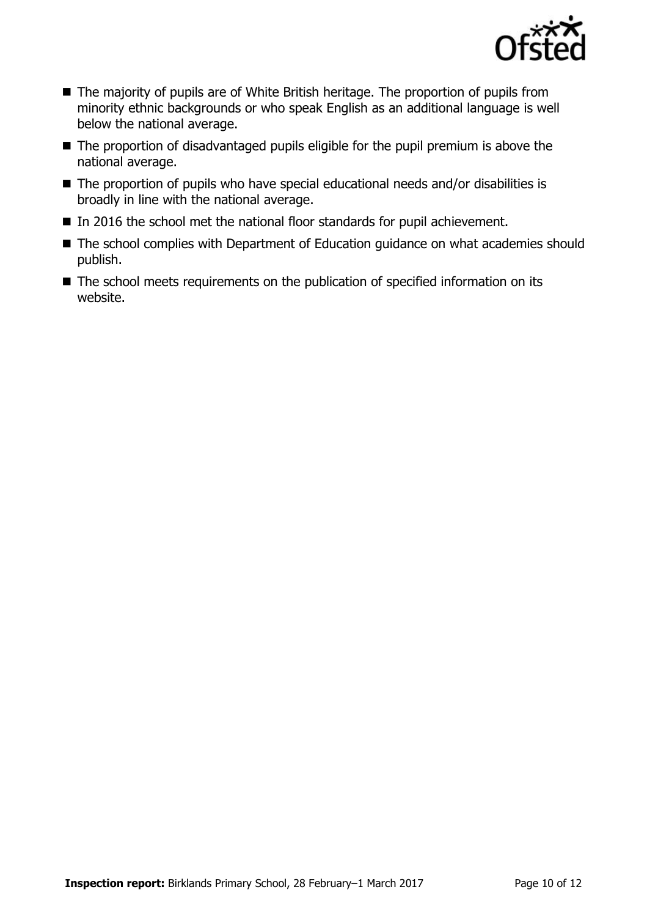- The majority of pupils are of White British heritage. The proportion of pupils from minority ethnic backgrounds or who speak English as an additional language is well below the national average.
- The proportion of disadvantaged pupils eligible for the pupil premium is above the national average.
- The proportion of pupils who have special educational needs and/or disabilities is broadly in line with the national average.
- In 2016 the school met the national floor standards for pupil achievement.
- The school complies with Department of Education guidance on what academies should publish.
- The school meets requirements on the publication of specified information on its website.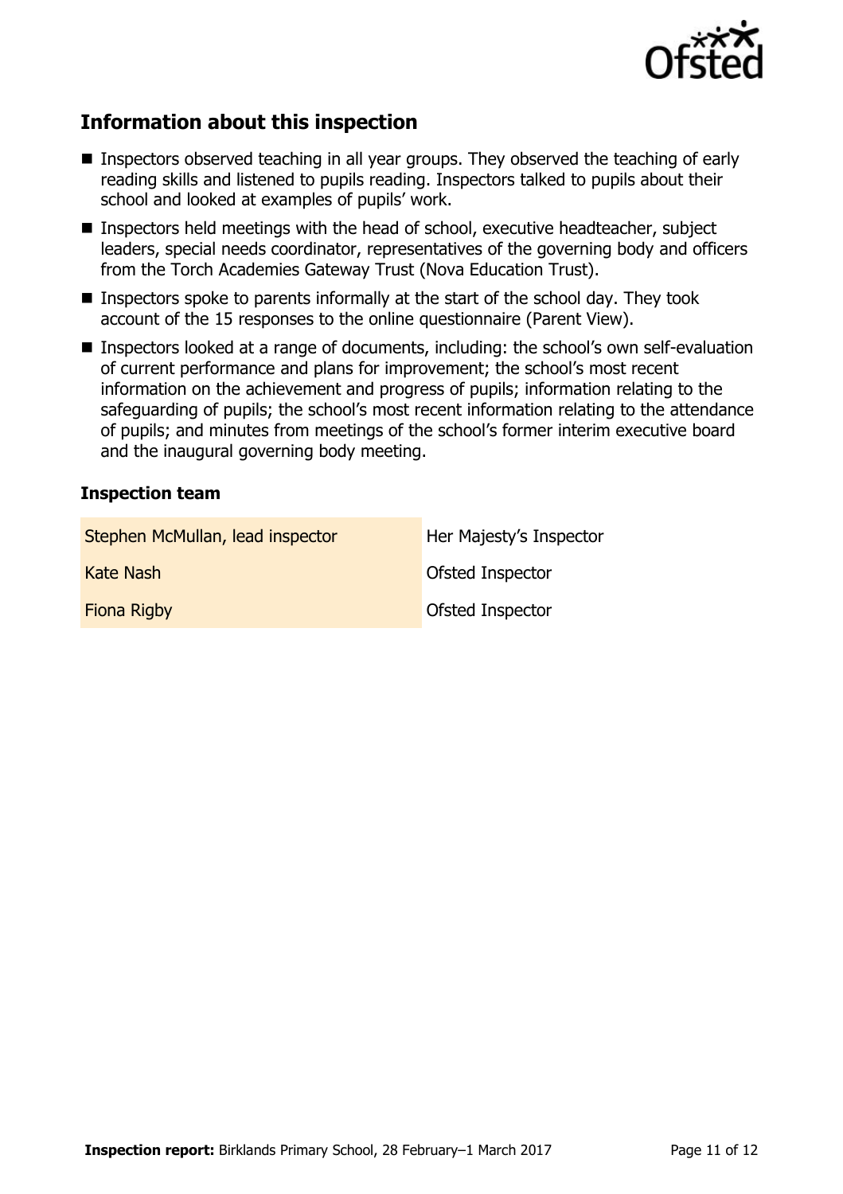## Information about this inspection

- Inspectors observed teaching in all year groups. They observed the teaching of early reading skills and listened to pupils reading. Inspectors talked to pupils about their school and looked at examples of pupils' work.
- Inspectors held meetings with the head of school, executive headteacher, subject leaders, special needs coordinator, representatives of the governing body and officers from the Torch Academies Gateway Trust (Nova Education Trust).
- Inspectors spoke to parents informally at the start of the school day. They took account of the 15 responses to the online questionnaire (Parent View).
- Inspectors looked at a range of documents, including: the school's own self-evaluation of current performance and plans for improvement; the school's most recent information on the achievement and progress of pupils; information relating to the safeguarding of pupils; the school's most recent information relating to the attendance of pupils; and minutes from meetings of the school's former interim executive board and the inaugural governing body meeting.

### Inspection team

| | |
|---|---|
| Stephen McMullan, lead inspector | Her Majesty's Inspector |
| Kate Nash | Ofsted Inspector |
| Fiona Rigby | Ofsted Inspector |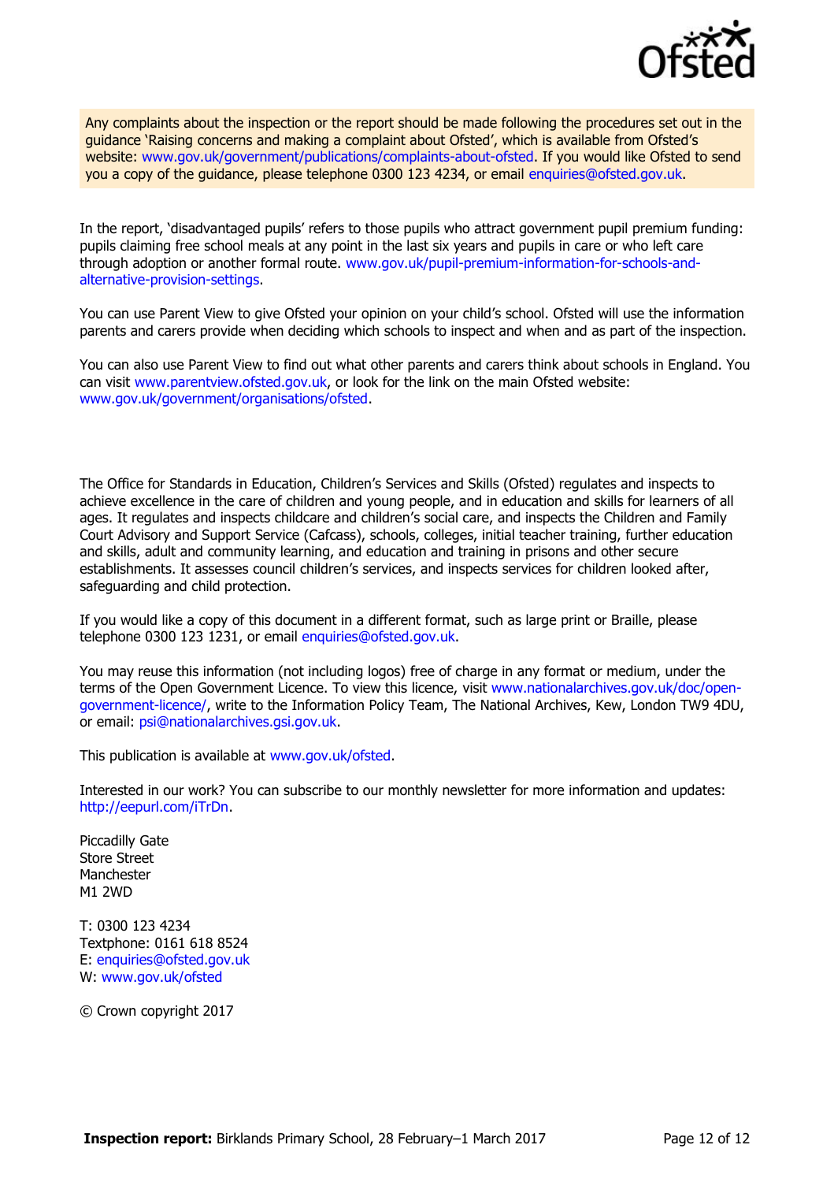Any complaints about the inspection or the report should be made following the procedures set out in the guidance 'Raising concerns and making a complaint about Ofsted', which is available from Ofsted's website: www.gov.uk/government/publications/complaints-about-ofsted. If you would like Ofsted to send you a copy of the guidance, please telephone 0300 123 4234, or email enquiries@ofsted.gov.uk.

In the report, 'disadvantaged pupils' refers to those pupils who attract government pupil premium funding: pupils claiming free school meals at any point in the last six years and pupils in care or who left care through adoption or another formal route. www.gov.uk/pupil-premium-information-for-schools-and-alternative-provision-settings.

You can use Parent View to give Ofsted your opinion on your child's school. Ofsted will use the information parents and carers provide when deciding which schools to inspect and when and as part of the inspection.

You can also use Parent View to find out what other parents and carers think about schools in England. You can visit www.parentview.ofsted.gov.uk, or look for the link on the main Ofsted website: www.gov.uk/government/organisations/ofsted.

The Office for Standards in Education, Children's Services and Skills (Ofsted) regulates and inspects to achieve excellence in the care of children and young people, and in education and skills for learners of all ages. It regulates and inspects childcare and children's social care, and inspects the Children and Family Court Advisory and Support Service (Cafcass), schools, colleges, initial teacher training, further education and skills, adult and community learning, and education and training in prisons and other secure establishments. It assesses council children's services, and inspects services for children looked after, safeguarding and child protection.

If you would like a copy of this document in a different format, such as large print or Braille, please telephone 0300 123 1231, or email enquiries@ofsted.gov.uk.

You may reuse this information (not including logos) free of charge in any format or medium, under the terms of the Open Government Licence. To view this licence, visit www.nationalarchives.gov.uk/doc/open-government-licence/, write to the Information Policy Team, The National Archives, Kew, London TW9 4DU, or email: psi@nationalarchives.gsi.gov.uk.

This publication is available at www.gov.uk/ofsted.

Interested in our work? You can subscribe to our monthly newsletter for more information and updates: http://eepurl.com/iTrDn.

Piccadilly Gate
Store Street
Manchester
M1 2WD

T: 0300 123 4234
Textphone: 0161 618 8524
E: enquiries@ofsted.gov.uk
W: www.gov.uk/ofsted

© Crown copyright 2017